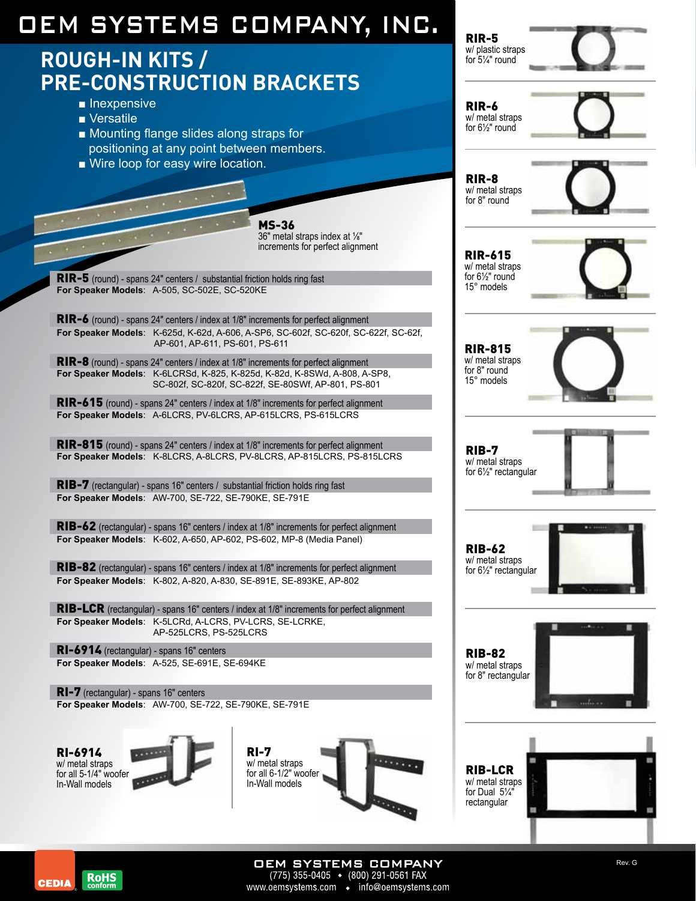# OEM SYSTEMS COMPANY, INC.

## ROUGH-IN KITS / PRE-CONSTRUCTION BRACKETS

- Inexpensive
- Versatile
- Mounting flange slides along straps for positioning at any point between members.
- Wire loop for easy wire location.

**MS-36**
36" metal straps index at ⅛" increments for perfect alignment

**RIR-5** (round) - spans 24" centers / substantial friction holds ring fast
**For Speaker Models**: A-505, SC-502E, SC-520KE

**RIR-6** (round) - spans 24" centers / index at 1/8" increments for perfect alignment
**For Speaker Models**: K-625d, K-62d, A-606, A-SP6, SC-602f, SC-620f, SC-622f, SC-62f, AP-601, AP-611, PS-601, PS-611

**RIR-8** (round) - spans 24" centers / index at 1/8" increments for perfect alignment
**For Speaker Models**: K-6LCRSd, K-825, K-825d, K-82d, K-8SWd, A-808, A-SP8, SC-802f, SC-820f, SC-822f, SE-80SWf, AP-801, PS-801

**RIR-615** (round) - spans 24" centers / index at 1/8" increments for perfect alignment
**For Speaker Models**: A-6LCRS, PV-6LCRS, AP-615LCRS, PS-615LCRS

**RIR-815** (round) - spans 24" centers / index at 1/8" increments for perfect alignment
**For Speaker Models**: K-8LCRS, A-8LCRS, PV-8LCRS, AP-815LCRS, PS-815LCRS

**RIB-7** (rectangular) - spans 16" centers / substantial friction holds ring fast
**For Speaker Models**: AW-700, SE-722, SE-790KE, SE-791E

**RIB-62** (rectangular) - spans 16" centers / index at 1/8" increments for perfect alignment
**For Speaker Models**: K-602, A-650, AP-602, PS-602, MP-8 (Media Panel)

**RIB-82** (rectangular) - spans 16" centers / index at 1/8" increments for perfect alignment
**For Speaker Models**: K-802, A-820, A-830, SE-891E, SE-893KE, AP-802

**RIB-LCR** (rectangular) - spans 16" centers / index at 1/8" increments for perfect alignment
**For Speaker Models**: K-5LCRd, A-LCRS, PV-LCRS, SE-LCRKE, AP-525LCRS, PS-525LCRS

**RI-6914** (rectangular) - spans 16" centers
**For Speaker Models**: A-525, SE-691E, SE-694KE

**RI-7** (rectangular) - spans 16" centers
**For Speaker Models**: AW-700, SE-722, SE-790KE, SE-791E

**RI-6914**
w/ metal straps for all 5-1/4" woofer In-Wall models

**RI-7**
w/ metal straps for all 6-1/2" woofer In-Wall models

**RIR-5**
w/ plastic straps for 5¼" round

**RIR-6**
w/ metal straps for 6½" round

**RIR-8**
w/ metal straps for 8" round

**RIR-615**
w/ metal straps for 6½" round 15° models

**RIR-815**
w/ metal straps for 8" round 15° models

**RIB-7**
w/ metal straps for 6½" rectangular

**RIB-62**
w/ metal straps for 6½" rectangular

**RIB-82**
w/ metal straps for 8" rectangular

**RIB-LCR**
w/ metal straps for Dual 5¼" rectangular

CEDIA · RoHS conform

**OEM SYSTEMS COMPANY**
(775) 355-0405 • (800) 291-0561 FAX
www.oemsystems.com • info@oemsystems.com

Rev. G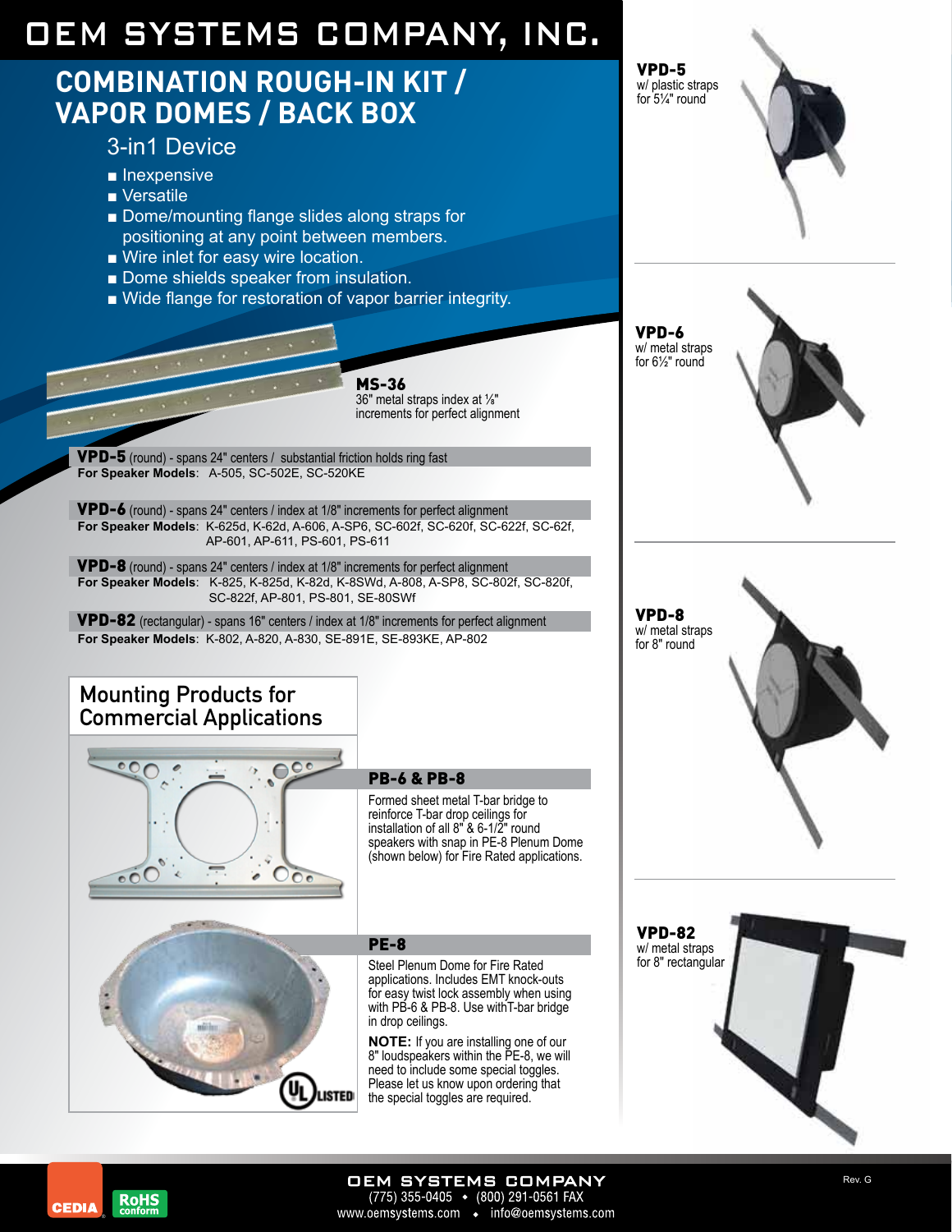# OEM SYSTEMS COMPANY, INC.

## COMBINATION ROUGH-IN KIT / VAPOR DOMES / BACK BOX

### 3-in1 Device

- Inexpensive
- Versatile
- Dome/mounting flange slides along straps for positioning at any point between members.
- Wire inlet for easy wire location.
- Dome shields speaker from insulation.
- Wide flange for restoration of vapor barrier integrity.

**MS-36**
36" metal straps index at ⅛" increments for perfect alignment

**VPD-5** (round) - spans 24" centers / substantial friction holds ring fast
**For Speaker Models**: A-505, SC-502E, SC-520KE

**VPD-6** (round) - spans 24" centers / index at 1/8" increments for perfect alignment
**For Speaker Models**: K-625d, K-62d, A-606, A-SP6, SC-602f, SC-620f, SC-622f, SC-62f, AP-601, AP-611, PS-601, PS-611

**VPD-8** (round) - spans 24" centers / index at 1/8" increments for perfect alignment
**For Speaker Models**: K-825, K-825d, K-82d, K-8SWd, A-808, A-SP8, SC-802f, SC-820f, SC-822f, AP-801, PS-801, SE-80SWf

**VPD-82** (rectangular) - spans 16" centers / index at 1/8" increments for perfect alignment
**For Speaker Models**: K-802, A-820, A-830, SE-891E, SE-893KE, AP-802

## Mounting Products for Commercial Applications

**PB-6 & PB-8**

Formed sheet metal T-bar bridge to reinforce T-bar drop ceilings for installation of all 8" & 6-1/2" round speakers with snap in PE-8 Plenum Dome (shown below) for Fire Rated applications.

**PE-8**

Steel Plenum Dome for Fire Rated applications. Includes EMT knock-outs for easy twist lock assembly when using with PB-6 & PB-8. Use withT-bar bridge in drop ceilings.

**NOTE:** If you are installing one of our 8" loudspeakers within the PE-8, we will need to include some special toggles. Please let us know upon ordering that the special toggles are required.

UL LISTED

**VPD-5**
w/ plastic straps for 5¼" round

**VPD-6**
w/ metal straps for 6½" round

**VPD-8**
w/ metal straps for 8" round

**VPD-82**
w/ metal straps for 8" rectangular

CEDIA RoHS conform

OEM SYSTEMS COMPANY
(775) 355-0405 • (800) 291-0561 FAX
www.oemsystems.com • info@oemsystems.com

Rev. G